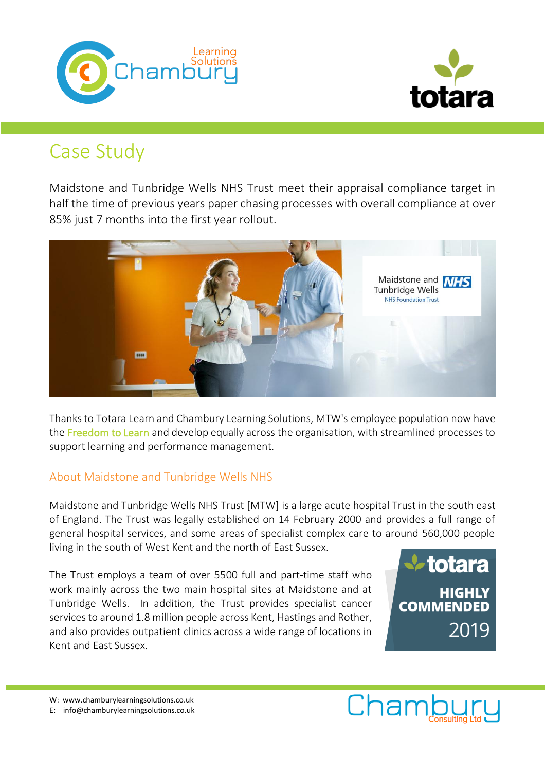# Case Study

Maidstone and Tunbridge Wells NHS Trust meet their appraisal compliance target in half the time of previous years paper chasing processes with overall compliance at over 85% just 7 months into the first year rollout.

Thanks to Totara Learn and Chambury Learning Solutions, MTW's employee population now have the Freedom to Learn and develop equally across the organisation, with streamlined processes to support learning and performance management.

## About Maidstone and Tunbridge Wells NHS

Maidstone and Tunbridge Wells NHS Trust [MTW] is a large acute hospital Trust in the south east of England. The Trust was legally established on 14 February 2000 and provides a full range of general hospital services, and some areas of specialist complex care to around 560,000 people living in the south of West Kent and the north of East Sussex.

The Trust employs a team of over 5500 full and part-time staff who work mainly across the two main hospital sites at Maidstone and at Tunbridge Wells. In addition, the Trust provides specialist cancer services to around 1.8 million people across Kent, Hastings and Rother, and also provides outpatient clinics across a wide range of locations in Kent and East Sussex.

W: www.chamburylearningsolutions.co.uk
E: info@chamburylearningsolutions.co.uk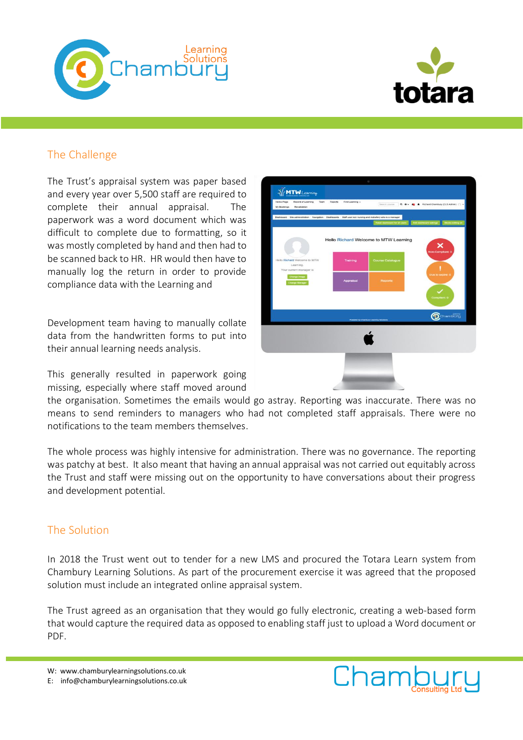## The Challenge

The Trust's appraisal system was paper based and every year over 5,500 staff are required to complete their annual appraisal. The paperwork was a word document which was difficult to complete due to formatting, so it was mostly completed by hand and then had to be scanned back to HR. HR would then have to manually log the return in order to provide compliance data with the Learning and Development team having to manually collate data from the handwritten forms to put into their annual learning needs analysis.

This generally resulted in paperwork going missing, especially where staff moved around the organisation. Sometimes the emails would go astray. Reporting was inaccurate. There was no means to send reminders to managers who had not completed staff appraisals. There were no notifications to the team members themselves.

The whole process was highly intensive for administration. There was no governance. The reporting was patchy at best. It also meant that having an annual appraisal was not carried out equitably across the Trust and staff were missing out on the opportunity to have conversations about their progress and development potential.

## The Solution

In 2018 the Trust went out to tender for a new LMS and procured the Totara Learn system from Chambury Learning Solutions. As part of the procurement exercise it was agreed that the proposed solution must include an integrated online appraisal system.

The Trust agreed as an organisation that they would go fully electronic, creating a web-based form that would capture the required data as opposed to enabling staff just to upload a Word document or PDF.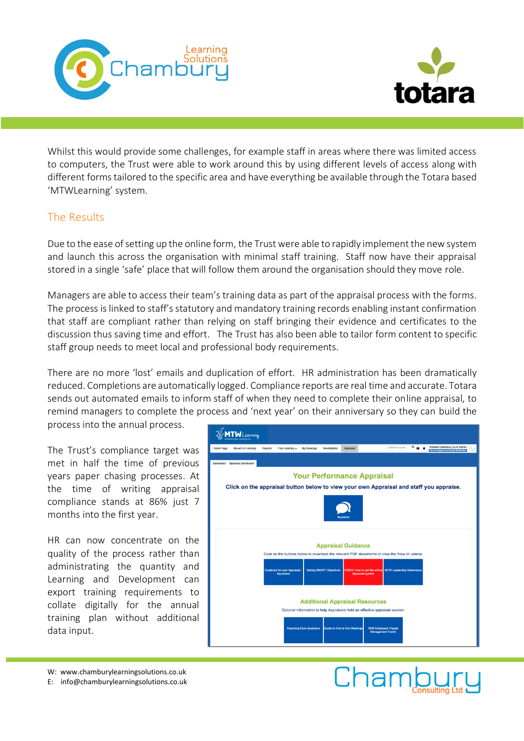Whilst this would provide some challenges, for example staff in areas where there was limited access to computers, the Trust were able to work around this by using different levels of access along with different forms tailored to the specific area and have everything be available through the Totara based 'MTWLearning' system.

## The Results

Due to the ease of setting up the online form, the Trust were able to rapidly implement the new system and launch this across the organisation with minimal staff training. Staff now have their appraisal stored in a single 'safe' place that will follow them around the organisation should they move role.

Managers are able to access their team's training data as part of the appraisal process with the forms. The process is linked to staff's statutory and mandatory training records enabling instant confirmation that staff are compliant rather than relying on staff bringing their evidence and certificates to the discussion thus saving time and effort. The Trust has also been able to tailor form content to specific staff group needs to meet local and professional body requirements.

There are no more 'lost' emails and duplication of effort. HR administration has been dramatically reduced. Completions are automatically logged. Compliance reports are real time and accurate. Totara sends out automated emails to inform staff of when they need to complete their online appraisal, to remind managers to complete the process and 'next year' on their anniversary so they can build the process into the annual process.

The Trust's compliance target was met in half the time of previous years paper chasing processes. At the time of writing appraisal compliance stands at 86% just 7 months into the first year.

HR can now concentrate on the quality of the process rather than administrating the quantity and Learning and Development can export training requirements to collate digitally for the annual training plan without additional data input.

W: www.chamburylearningsolutions.co.uk
E: info@chamburylearningsolutions.co.uk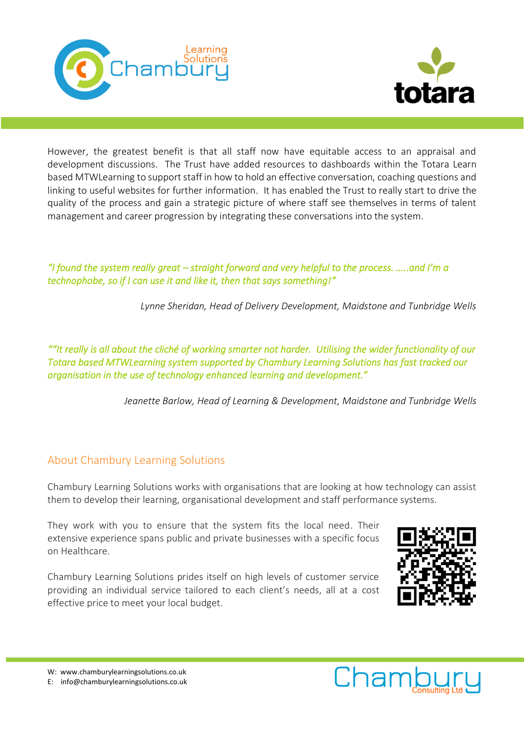However, the greatest benefit is that all staff now have equitable access to an appraisal and development discussions. The Trust have added resources to dashboards within the Totara Learn based MTWLearning to support staff in how to hold an effective conversation, coaching questions and linking to useful websites for further information. It has enabled the Trust to really start to drive the quality of the process and gain a strategic picture of where staff see themselves in terms of talent management and career progression by integrating these conversations into the system.

*"I found the system really great – straight forward and very helpful to the process. …..and I'm a technophobe, so if I can use it and like it, then that says something!"*

*Lynne Sheridan, Head of Delivery Development, Maidstone and Tunbridge Wells*

*""It really is all about the cliché of working smarter not harder. Utilising the wider functionality of our Totara based MTWLearning system supported by Chambury Learning Solutions has fast tracked our organisation in the use of technology enhanced learning and development."*

*Jeanette Barlow, Head of Learning & Development, Maidstone and Tunbridge Wells*

## About Chambury Learning Solutions

Chambury Learning Solutions works with organisations that are looking at how technology can assist them to develop their learning, organisational development and staff performance systems.

They work with you to ensure that the system fits the local need. Their extensive experience spans public and private businesses with a specific focus on Healthcare.

Chambury Learning Solutions prides itself on high levels of customer service providing an individual service tailored to each client's needs, all at a cost effective price to meet your local budget.

W: www.chamburylearningsolutions.co.uk
E: info@chamburylearningsolutions.co.uk